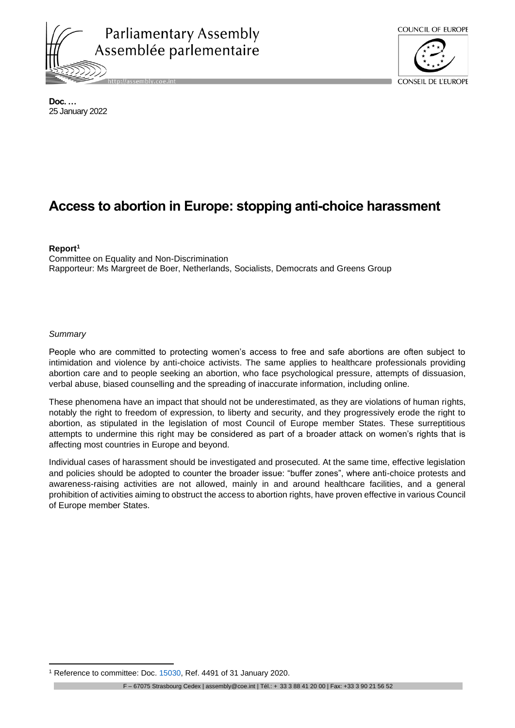Parliamentary Assembly
Assemblée parlementaire

COUNCIL OF EUROPE
CONSEIL DE L'EUROPE

**Doc. …**
25 January 2022

# Access to abortion in Europe: stopping anti-choice harassment

**Report**[1]
Committee on Equality and Non-Discrimination
Rapporteur: Ms Margreet de Boer, Netherlands, Socialists, Democrats and Greens Group

*Summary*

People who are committed to protecting women's access to free and safe abortions are often subject to intimidation and violence by anti-choice activists. The same applies to healthcare professionals providing abortion care and to people seeking an abortion, who face psychological pressure, attempts of dissuasion, verbal abuse, biased counselling and the spreading of inaccurate information, including online.

These phenomena have an impact that should not be underestimated, as they are violations of human rights, notably the right to freedom of expression, to liberty and security, and they progressively erode the right to abortion, as stipulated in the legislation of most Council of Europe member States. These surreptitious attempts to undermine this right may be considered as part of a broader attack on women's rights that is affecting most countries in Europe and beyond.

Individual cases of harassment should be investigated and prosecuted. At the same time, effective legislation and policies should be adopted to counter the broader issue: "buffer zones", where anti-choice protests and awareness-raising activities are not allowed, mainly in and around healthcare facilities, and a general prohibition of activities aiming to obstruct the access to abortion rights, have proven effective in various Council of Europe member States.

[1] Reference to committee: Doc. 15030, Ref. 4491 of 31 January 2020.

F – 67075 Strasbourg Cedex | assembly@coe.int | Tél.: + 33 3 88 41 20 00 | Fax: +33 3 90 21 56 52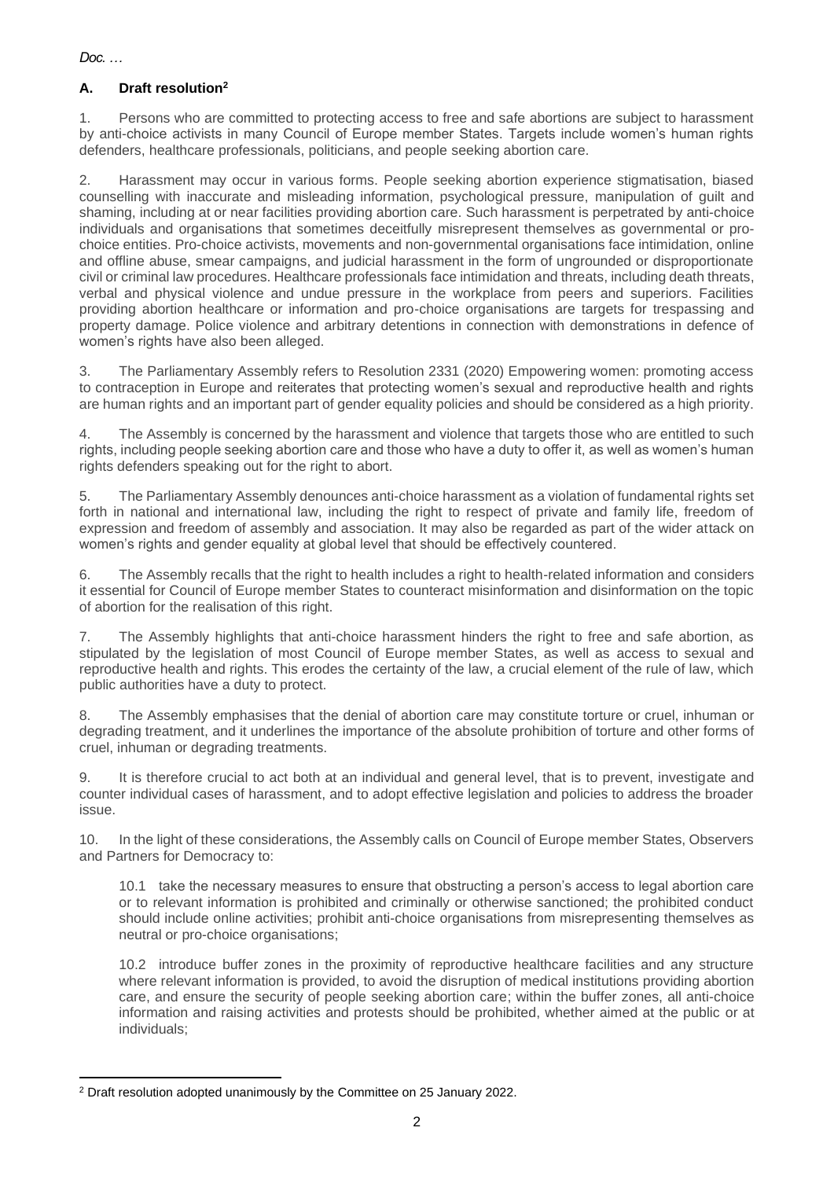*Doc. …*

## A. Draft resolution[2]

1. Persons who are committed to protecting access to free and safe abortions are subject to harassment by anti-choice activists in many Council of Europe member States. Targets include women's human rights defenders, healthcare professionals, politicians, and people seeking abortion care.

2. Harassment may occur in various forms. People seeking abortion experience stigmatisation, biased counselling with inaccurate and misleading information, psychological pressure, manipulation of guilt and shaming, including at or near facilities providing abortion care. Such harassment is perpetrated by anti-choice individuals and organisations that sometimes deceitfully misrepresent themselves as governmental or pro-choice entities. Pro-choice activists, movements and non-governmental organisations face intimidation, online and offline abuse, smear campaigns, and judicial harassment in the form of ungrounded or disproportionate civil or criminal law procedures. Healthcare professionals face intimidation and threats, including death threats, verbal and physical violence and undue pressure in the workplace from peers and superiors. Facilities providing abortion healthcare or information and pro-choice organisations are targets for trespassing and property damage. Police violence and arbitrary detentions in connection with demonstrations in defence of women's rights have also been alleged.

3. The Parliamentary Assembly refers to Resolution 2331 (2020) Empowering women: promoting access to contraception in Europe and reiterates that protecting women's sexual and reproductive health and rights are human rights and an important part of gender equality policies and should be considered as a high priority.

4. The Assembly is concerned by the harassment and violence that targets those who are entitled to such rights, including people seeking abortion care and those who have a duty to offer it, as well as women's human rights defenders speaking out for the right to abort.

5. The Parliamentary Assembly denounces anti-choice harassment as a violation of fundamental rights set forth in national and international law, including the right to respect of private and family life, freedom of expression and freedom of assembly and association. It may also be regarded as part of the wider attack on women's rights and gender equality at global level that should be effectively countered.

6. The Assembly recalls that the right to health includes a right to health-related information and considers it essential for Council of Europe member States to counteract misinformation and disinformation on the topic of abortion for the realisation of this right.

7. The Assembly highlights that anti-choice harassment hinders the right to free and safe abortion, as stipulated by the legislation of most Council of Europe member States, as well as access to sexual and reproductive health and rights. This erodes the certainty of the law, a crucial element of the rule of law, which public authorities have a duty to protect.

8. The Assembly emphasises that the denial of abortion care may constitute torture or cruel, inhuman or degrading treatment, and it underlines the importance of the absolute prohibition of torture and other forms of cruel, inhuman or degrading treatments.

9. It is therefore crucial to act both at an individual and general level, that is to prevent, investigate and counter individual cases of harassment, and to adopt effective legislation and policies to address the broader issue.

10. In the light of these considerations, the Assembly calls on Council of Europe member States, Observers and Partners for Democracy to:

10.1 take the necessary measures to ensure that obstructing a person's access to legal abortion care or to relevant information is prohibited and criminally or otherwise sanctioned; the prohibited conduct should include online activities; prohibit anti-choice organisations from misrepresenting themselves as neutral or pro-choice organisations;

10.2 introduce buffer zones in the proximity of reproductive healthcare facilities and any structure where relevant information is provided, to avoid the disruption of medical institutions providing abortion care, and ensure the security of people seeking abortion care; within the buffer zones, all anti-choice information and raising activities and protests should be prohibited, whether aimed at the public or at individuals;

[2] Draft resolution adopted unanimously by the Committee on 25 January 2022.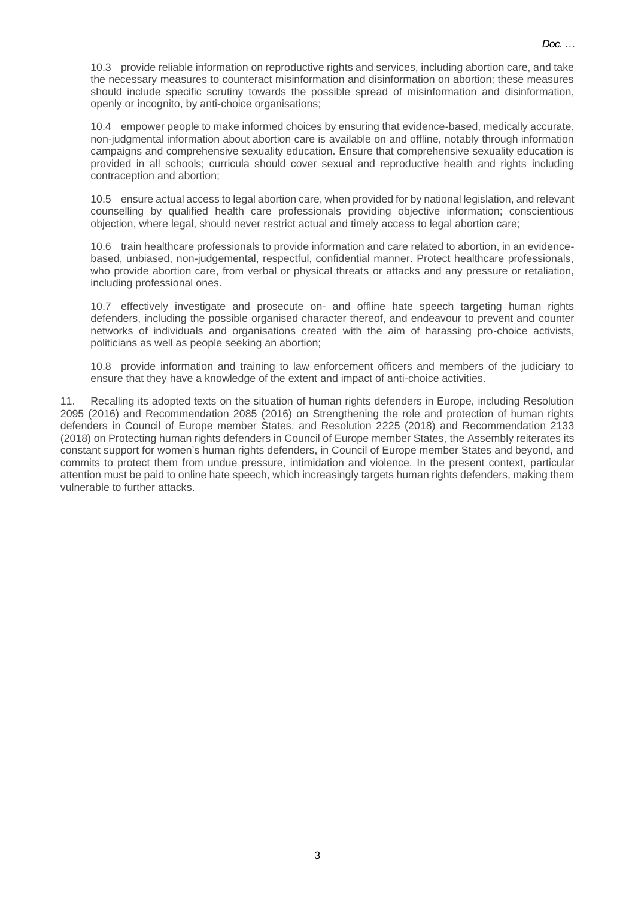10.3 provide reliable information on reproductive rights and services, including abortion care, and take the necessary measures to counteract misinformation and disinformation on abortion; these measures should include specific scrutiny towards the possible spread of misinformation and disinformation, openly or incognito, by anti-choice organisations;

10.4 empower people to make informed choices by ensuring that evidence-based, medically accurate, non-judgmental information about abortion care is available on and offline, notably through information campaigns and comprehensive sexuality education. Ensure that comprehensive sexuality education is provided in all schools; curricula should cover sexual and reproductive health and rights including contraception and abortion;

10.5 ensure actual access to legal abortion care, when provided for by national legislation, and relevant counselling by qualified health care professionals providing objective information; conscientious objection, where legal, should never restrict actual and timely access to legal abortion care;

10.6 train healthcare professionals to provide information and care related to abortion, in an evidence-based, unbiased, non-judgemental, respectful, confidential manner. Protect healthcare professionals, who provide abortion care, from verbal or physical threats or attacks and any pressure or retaliation, including professional ones.

10.7 effectively investigate and prosecute on- and offline hate speech targeting human rights defenders, including the possible organised character thereof, and endeavour to prevent and counter networks of individuals and organisations created with the aim of harassing pro-choice activists, politicians as well as people seeking an abortion;

10.8 provide information and training to law enforcement officers and members of the judiciary to ensure that they have a knowledge of the extent and impact of anti-choice activities.

11. Recalling its adopted texts on the situation of human rights defenders in Europe, including Resolution 2095 (2016) and Recommendation 2085 (2016) on Strengthening the role and protection of human rights defenders in Council of Europe member States, and Resolution 2225 (2018) and Recommendation 2133 (2018) on Protecting human rights defenders in Council of Europe member States, the Assembly reiterates its constant support for women's human rights defenders, in Council of Europe member States and beyond, and commits to protect them from undue pressure, intimidation and violence. In the present context, particular attention must be paid to online hate speech, which increasingly targets human rights defenders, making them vulnerable to further attacks.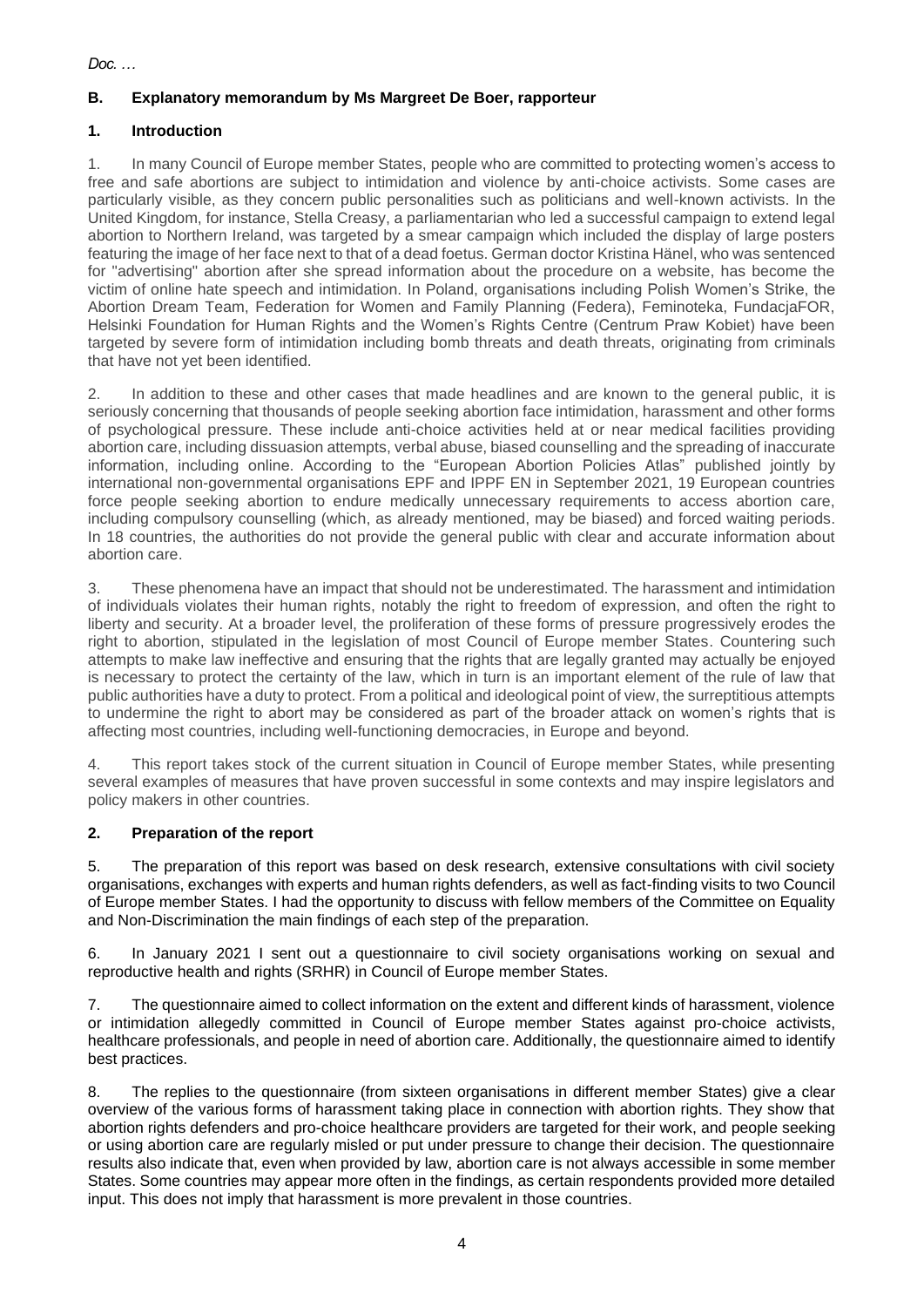*Doc. …*

## B. Explanatory memorandum by Ms Margreet De Boer, rapporteur

### 1. Introduction

1. In many Council of Europe member States, people who are committed to protecting women's access to free and safe abortions are subject to intimidation and violence by anti-choice activists. Some cases are particularly visible, as they concern public personalities such as politicians and well-known activists. In the United Kingdom, for instance, Stella Creasy, a parliamentarian who led a successful campaign to extend legal abortion to Northern Ireland, was targeted by a smear campaign which included the display of large posters featuring the image of her face next to that of a dead foetus. German doctor Kristina Hänel, who was sentenced for "advertising" abortion after she spread information about the procedure on a website, has become the victim of online hate speech and intimidation. In Poland, organisations including Polish Women's Strike, the Abortion Dream Team, Federation for Women and Family Planning (Federa), Feminoteka, FundacjaFOR, Helsinki Foundation for Human Rights and the Women's Rights Centre (Centrum Praw Kobiet) have been targeted by severe form of intimidation including bomb threats and death threats, originating from criminals that have not yet been identified.

2. In addition to these and other cases that made headlines and are known to the general public, it is seriously concerning that thousands of people seeking abortion face intimidation, harassment and other forms of psychological pressure. These include anti-choice activities held at or near medical facilities providing abortion care, including dissuasion attempts, verbal abuse, biased counselling and the spreading of inaccurate information, including online. According to the "European Abortion Policies Atlas" published jointly by international non-governmental organisations EPF and IPPF EN in September 2021, 19 European countries force people seeking abortion to endure medically unnecessary requirements to access abortion care, including compulsory counselling (which, as already mentioned, may be biased) and forced waiting periods. In 18 countries, the authorities do not provide the general public with clear and accurate information about abortion care.

3. These phenomena have an impact that should not be underestimated. The harassment and intimidation of individuals violates their human rights, notably the right to freedom of expression, and often the right to liberty and security. At a broader level, the proliferation of these forms of pressure progressively erodes the right to abortion, stipulated in the legislation of most Council of Europe member States. Countering such attempts to make law ineffective and ensuring that the rights that are legally granted may actually be enjoyed is necessary to protect the certainty of the law, which in turn is an important element of the rule of law that public authorities have a duty to protect. From a political and ideological point of view, the surreptitious attempts to undermine the right to abort may be considered as part of the broader attack on women's rights that is affecting most countries, including well-functioning democracies, in Europe and beyond.

4. This report takes stock of the current situation in Council of Europe member States, while presenting several examples of measures that have proven successful in some contexts and may inspire legislators and policy makers in other countries.

### 2. Preparation of the report

5. The preparation of this report was based on desk research, extensive consultations with civil society organisations, exchanges with experts and human rights defenders, as well as fact-finding visits to two Council of Europe member States. I had the opportunity to discuss with fellow members of the Committee on Equality and Non-Discrimination the main findings of each step of the preparation.

6. In January 2021 I sent out a questionnaire to civil society organisations working on sexual and reproductive health and rights (SRHR) in Council of Europe member States.

7. The questionnaire aimed to collect information on the extent and different kinds of harassment, violence or intimidation allegedly committed in Council of Europe member States against pro-choice activists, healthcare professionals, and people in need of abortion care. Additionally, the questionnaire aimed to identify best practices.

8. The replies to the questionnaire (from sixteen organisations in different member States) give a clear overview of the various forms of harassment taking place in connection with abortion rights. They show that abortion rights defenders and pro-choice healthcare providers are targeted for their work, and people seeking or using abortion care are regularly misled or put under pressure to change their decision. The questionnaire results also indicate that, even when provided by law, abortion care is not always accessible in some member States. Some countries may appear more often in the findings, as certain respondents provided more detailed input. This does not imply that harassment is more prevalent in those countries.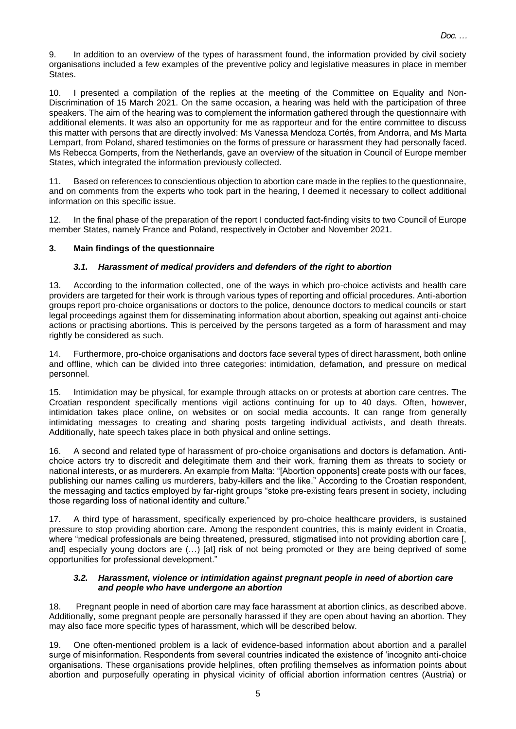9. In addition to an overview of the types of harassment found, the information provided by civil society organisations included a few examples of the preventive policy and legislative measures in place in member States.

10. I presented a compilation of the replies at the meeting of the Committee on Equality and Non-Discrimination of 15 March 2021. On the same occasion, a hearing was held with the participation of three speakers. The aim of the hearing was to complement the information gathered through the questionnaire with additional elements. It was also an opportunity for me as rapporteur and for the entire committee to discuss this matter with persons that are directly involved: Ms Vanessa Mendoza Cortés, from Andorra, and Ms Marta Lempart, from Poland, shared testimonies on the forms of pressure or harassment they had personally faced. Ms Rebecca Gomperts, from the Netherlands, gave an overview of the situation in Council of Europe member States, which integrated the information previously collected.

11. Based on references to conscientious objection to abortion care made in the replies to the questionnaire, and on comments from the experts who took part in the hearing, I deemed it necessary to collect additional information on this specific issue.

12. In the final phase of the preparation of the report I conducted fact-finding visits to two Council of Europe member States, namely France and Poland, respectively in October and November 2021.

## 3. Main findings of the questionnaire

### *3.1. Harassment of medical providers and defenders of the right to abortion*

13. According to the information collected, one of the ways in which pro-choice activists and health care providers are targeted for their work is through various types of reporting and official procedures. Anti-abortion groups report pro-choice organisations or doctors to the police, denounce doctors to medical councils or start legal proceedings against them for disseminating information about abortion, speaking out against anti-choice actions or practising abortions. This is perceived by the persons targeted as a form of harassment and may rightly be considered as such.

14. Furthermore, pro-choice organisations and doctors face several types of direct harassment, both online and offline, which can be divided into three categories: intimidation, defamation, and pressure on medical personnel.

15. Intimidation may be physical, for example through attacks on or protests at abortion care centres. The Croatian respondent specifically mentions vigil actions continuing for up to 40 days. Often, however, intimidation takes place online, on websites or on social media accounts. It can range from generally intimidating messages to creating and sharing posts targeting individual activists, and death threats. Additionally, hate speech takes place in both physical and online settings.

16. A second and related type of harassment of pro-choice organisations and doctors is defamation. Anti-choice actors try to discredit and delegitimate them and their work, framing them as threats to society or national interests, or as murderers. An example from Malta: "[Abortion opponents] create posts with our faces, publishing our names calling us murderers, baby-killers and the like." According to the Croatian respondent, the messaging and tactics employed by far-right groups "stoke pre-existing fears present in society, including those regarding loss of national identity and culture."

17. A third type of harassment, specifically experienced by pro-choice healthcare providers, is sustained pressure to stop providing abortion care. Among the respondent countries, this is mainly evident in Croatia, where "medical professionals are being threatened, pressured, stigmatised into not providing abortion care [, and] especially young doctors are (…) [at] risk of not being promoted or they are being deprived of some opportunities for professional development."

### *3.2. Harassment, violence or intimidation against pregnant people in need of abortion care and people who have undergone an abortion*

18. Pregnant people in need of abortion care may face harassment at abortion clinics, as described above. Additionally, some pregnant people are personally harassed if they are open about having an abortion. They may also face more specific types of harassment, which will be described below.

19. One often-mentioned problem is a lack of evidence-based information about abortion and a parallel surge of misinformation. Respondents from several countries indicated the existence of 'incognito anti-choice organisations. These organisations provide helplines, often profiling themselves as information points about abortion and purposefully operating in physical vicinity of official abortion information centres (Austria) or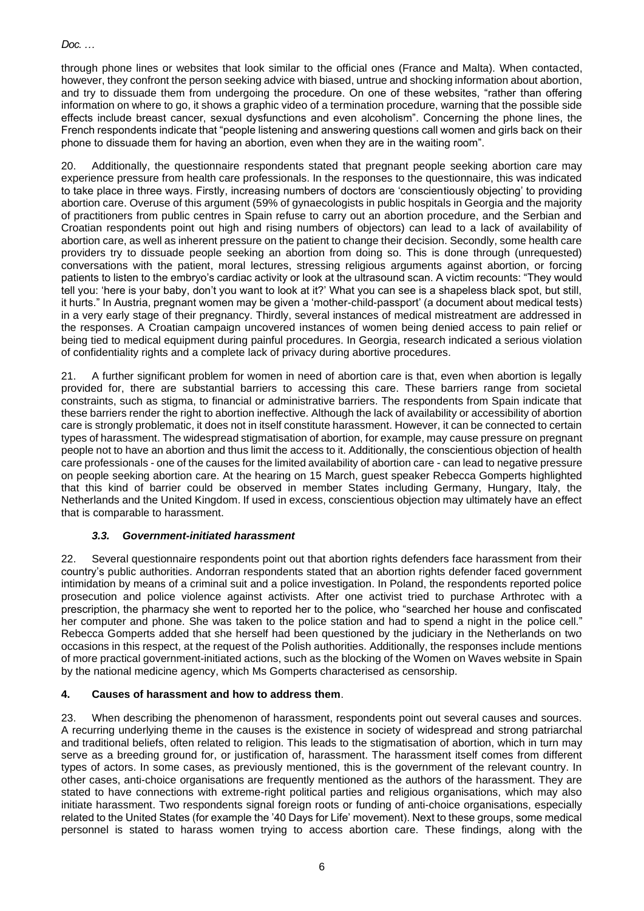through phone lines or websites that look similar to the official ones (France and Malta). When contacted, however, they confront the person seeking advice with biased, untrue and shocking information about abortion, and try to dissuade them from undergoing the procedure. On one of these websites, "rather than offering information on where to go, it shows a graphic video of a termination procedure, warning that the possible side effects include breast cancer, sexual dysfunctions and even alcoholism". Concerning the phone lines, the French respondents indicate that "people listening and answering questions call women and girls back on their phone to dissuade them for having an abortion, even when they are in the waiting room".

20. Additionally, the questionnaire respondents stated that pregnant people seeking abortion care may experience pressure from health care professionals. In the responses to the questionnaire, this was indicated to take place in three ways. Firstly, increasing numbers of doctors are 'conscientiously objecting' to providing abortion care. Overuse of this argument (59% of gynaecologists in public hospitals in Georgia and the majority of practitioners from public centres in Spain refuse to carry out an abortion procedure, and the Serbian and Croatian respondents point out high and rising numbers of objectors) can lead to a lack of availability of abortion care, as well as inherent pressure on the patient to change their decision. Secondly, some health care providers try to dissuade people seeking an abortion from doing so. This is done through (unrequested) conversations with the patient, moral lectures, stressing religious arguments against abortion, or forcing patients to listen to the embryo's cardiac activity or look at the ultrasound scan. A victim recounts: "They would tell you: 'here is your baby, don't you want to look at it?' What you can see is a shapeless black spot, but still, it hurts." In Austria, pregnant women may be given a 'mother-child-passport' (a document about medical tests) in a very early stage of their pregnancy. Thirdly, several instances of medical mistreatment are addressed in the responses. A Croatian campaign uncovered instances of women being denied access to pain relief or being tied to medical equipment during painful procedures. In Georgia, research indicated a serious violation of confidentiality rights and a complete lack of privacy during abortive procedures.

21. A further significant problem for women in need of abortion care is that, even when abortion is legally provided for, there are substantial barriers to accessing this care. These barriers range from societal constraints, such as stigma, to financial or administrative barriers. The respondents from Spain indicate that these barriers render the right to abortion ineffective. Although the lack of availability or accessibility of abortion care is strongly problematic, it does not in itself constitute harassment. However, it can be connected to certain types of harassment. The widespread stigmatisation of abortion, for example, may cause pressure on pregnant people not to have an abortion and thus limit the access to it. Additionally, the conscientious objection of health care professionals - one of the causes for the limited availability of abortion care - can lead to negative pressure on people seeking abortion care. At the hearing on 15 March, guest speaker Rebecca Gomperts highlighted that this kind of barrier could be observed in member States including Germany, Hungary, Italy, the Netherlands and the United Kingdom. If used in excess, conscientious objection may ultimately have an effect that is comparable to harassment.

### *3.3. Government-initiated harassment*

22. Several questionnaire respondents point out that abortion rights defenders face harassment from their country's public authorities. Andorran respondents stated that an abortion rights defender faced government intimidation by means of a criminal suit and a police investigation. In Poland, the respondents reported police prosecution and police violence against activists. After one activist tried to purchase Arthrotec with a prescription, the pharmacy she went to reported her to the police, who "searched her house and confiscated her computer and phone. She was taken to the police station and had to spend a night in the police cell." Rebecca Gomperts added that she herself had been questioned by the judiciary in the Netherlands on two occasions in this respect, at the request of the Polish authorities. Additionally, the responses include mentions of more practical government-initiated actions, such as the blocking of the Women on Waves website in Spain by the national medicine agency, which Ms Gomperts characterised as censorship.

## **4. Causes of harassment and how to address them**.

23. When describing the phenomenon of harassment, respondents point out several causes and sources. A recurring underlying theme in the causes is the existence in society of widespread and strong patriarchal and traditional beliefs, often related to religion. This leads to the stigmatisation of abortion, which in turn may serve as a breeding ground for, or justification of, harassment. The harassment itself comes from different types of actors. In some cases, as previously mentioned, this is the government of the relevant country. In other cases, anti-choice organisations are frequently mentioned as the authors of the harassment. They are stated to have connections with extreme-right political parties and religious organisations, which may also initiate harassment. Two respondents signal foreign roots or funding of anti-choice organisations, especially related to the United States (for example the '40 Days for Life' movement). Next to these groups, some medical personnel is stated to harass women trying to access abortion care. These findings, along with the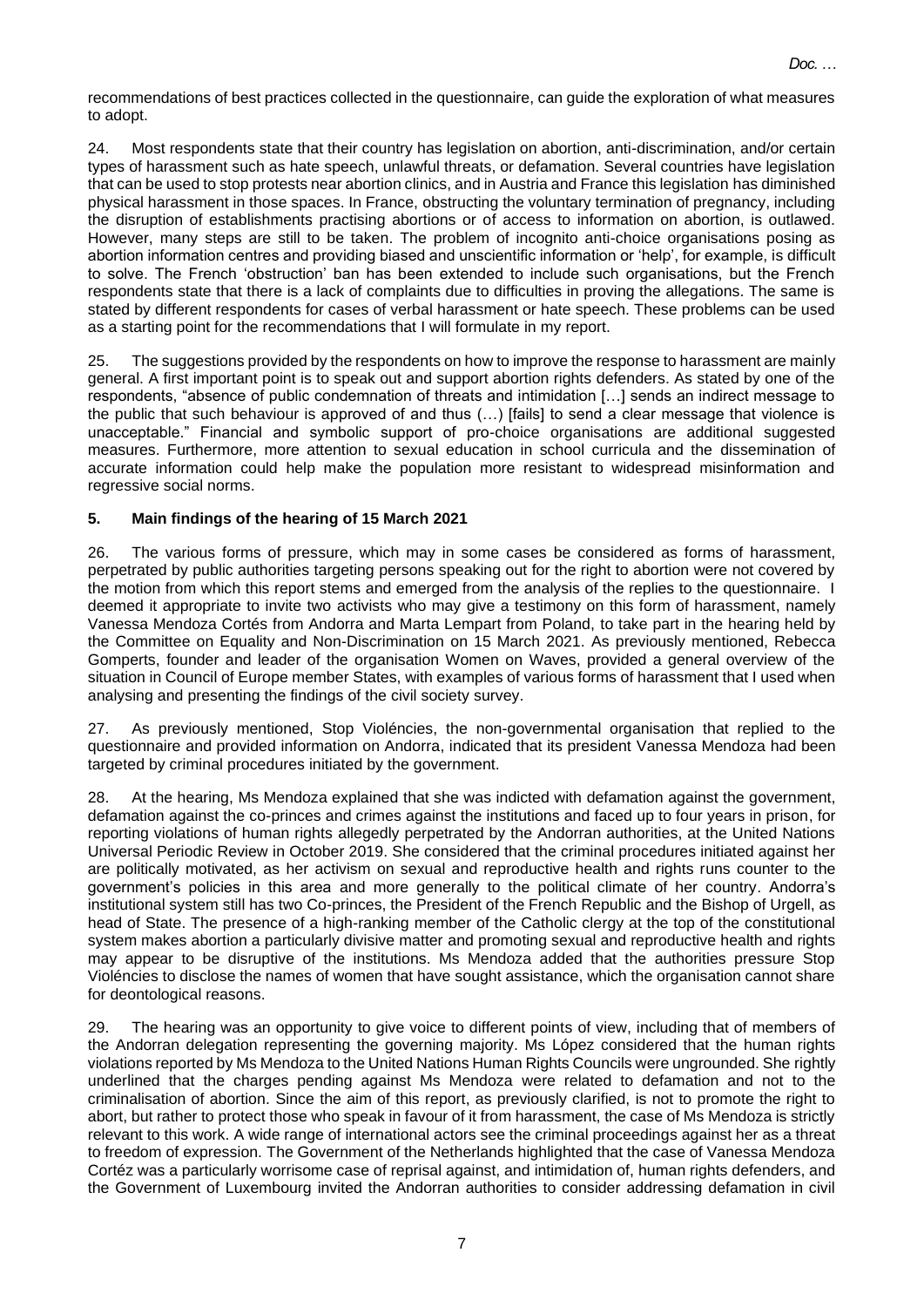recommendations of best practices collected in the questionnaire, can guide the exploration of what measures to adopt.

24. Most respondents state that their country has legislation on abortion, anti-discrimination, and/or certain types of harassment such as hate speech, unlawful threats, or defamation. Several countries have legislation that can be used to stop protests near abortion clinics, and in Austria and France this legislation has diminished physical harassment in those spaces. In France, obstructing the voluntary termination of pregnancy, including the disruption of establishments practising abortions or of access to information on abortion, is outlawed. However, many steps are still to be taken. The problem of incognito anti-choice organisations posing as abortion information centres and providing biased and unscientific information or 'help', for example, is difficult to solve. The French 'obstruction' ban has been extended to include such organisations, but the French respondents state that there is a lack of complaints due to difficulties in proving the allegations. The same is stated by different respondents for cases of verbal harassment or hate speech. These problems can be used as a starting point for the recommendations that I will formulate in my report.

25. The suggestions provided by the respondents on how to improve the response to harassment are mainly general. A first important point is to speak out and support abortion rights defenders. As stated by one of the respondents, "absence of public condemnation of threats and intimidation […] sends an indirect message to the public that such behaviour is approved of and thus (…) [fails] to send a clear message that violence is unacceptable." Financial and symbolic support of pro-choice organisations are additional suggested measures. Furthermore, more attention to sexual education in school curricula and the dissemination of accurate information could help make the population more resistant to widespread misinformation and regressive social norms.

## 5. Main findings of the hearing of 15 March 2021

26. The various forms of pressure, which may in some cases be considered as forms of harassment, perpetrated by public authorities targeting persons speaking out for the right to abortion were not covered by the motion from which this report stems and emerged from the analysis of the replies to the questionnaire. I deemed it appropriate to invite two activists who may give a testimony on this form of harassment, namely Vanessa Mendoza Cortés from Andorra and Marta Lempart from Poland, to take part in the hearing held by the Committee on Equality and Non-Discrimination on 15 March 2021. As previously mentioned, Rebecca Gomperts, founder and leader of the organisation Women on Waves, provided a general overview of the situation in Council of Europe member States, with examples of various forms of harassment that I used when analysing and presenting the findings of the civil society survey.

27. As previously mentioned, Stop Violéncies, the non-governmental organisation that replied to the questionnaire and provided information on Andorra, indicated that its president Vanessa Mendoza had been targeted by criminal procedures initiated by the government.

28. At the hearing, Ms Mendoza explained that she was indicted with defamation against the government, defamation against the co-princes and crimes against the institutions and faced up to four years in prison, for reporting violations of human rights allegedly perpetrated by the Andorran authorities, at the United Nations Universal Periodic Review in October 2019. She considered that the criminal procedures initiated against her are politically motivated, as her activism on sexual and reproductive health and rights runs counter to the government's policies in this area and more generally to the political climate of her country. Andorra's institutional system still has two Co-princes, the President of the French Republic and the Bishop of Urgell, as head of State. The presence of a high-ranking member of the Catholic clergy at the top of the constitutional system makes abortion a particularly divisive matter and promoting sexual and reproductive health and rights may appear to be disruptive of the institutions. Ms Mendoza added that the authorities pressure Stop Violéncies to disclose the names of women that have sought assistance, which the organisation cannot share for deontological reasons.

29. The hearing was an opportunity to give voice to different points of view, including that of members of the Andorran delegation representing the governing majority. Ms López considered that the human rights violations reported by Ms Mendoza to the United Nations Human Rights Councils were ungrounded. She rightly underlined that the charges pending against Ms Mendoza were related to defamation and not to the criminalisation of abortion. Since the aim of this report, as previously clarified, is not to promote the right to abort, but rather to protect those who speak in favour of it from harassment, the case of Ms Mendoza is strictly relevant to this work. A wide range of international actors see the criminal proceedings against her as a threat to freedom of expression. The Government of the Netherlands highlighted that the case of Vanessa Mendoza Cortéz was a particularly worrisome case of reprisal against, and intimidation of, human rights defenders, and the Government of Luxembourg invited the Andorran authorities to consider addressing defamation in civil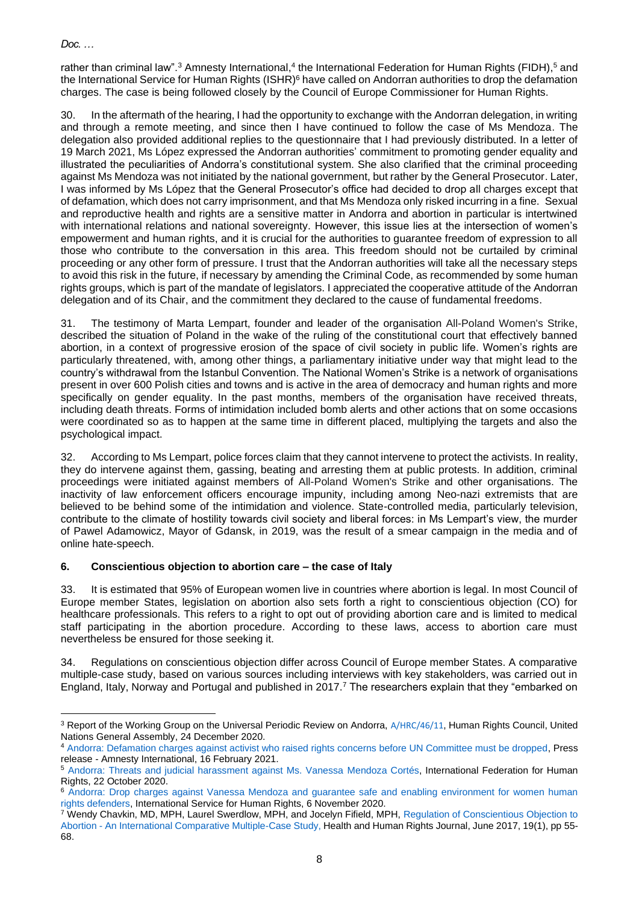rather than criminal law".[3] Amnesty International,[4] the International Federation for Human Rights (FIDH),[5] and the International Service for Human Rights (ISHR)[6] have called on Andorran authorities to drop the defamation charges. The case is being followed closely by the Council of Europe Commissioner for Human Rights.

30. In the aftermath of the hearing, I had the opportunity to exchange with the Andorran delegation, in writing and through a remote meeting, and since then I have continued to follow the case of Ms Mendoza. The delegation also provided additional replies to the questionnaire that I had previously distributed. In a letter of 19 March 2021, Ms López expressed the Andorran authorities' commitment to promoting gender equality and illustrated the peculiarities of Andorra's constitutional system. She also clarified that the criminal proceeding against Ms Mendoza was not initiated by the national government, but rather by the General Prosecutor. Later, I was informed by Ms López that the General Prosecutor's office had decided to drop all charges except that of defamation, which does not carry imprisonment, and that Ms Mendoza only risked incurring in a fine. Sexual and reproductive health and rights are a sensitive matter in Andorra and abortion in particular is intertwined with international relations and national sovereignty. However, this issue lies at the intersection of women's empowerment and human rights, and it is crucial for the authorities to guarantee freedom of expression to all those who contribute to the conversation in this area. This freedom should not be curtailed by criminal proceeding or any other form of pressure. I trust that the Andorran authorities will take all the necessary steps to avoid this risk in the future, if necessary by amending the Criminal Code, as recommended by some human rights groups, which is part of the mandate of legislators. I appreciated the cooperative attitude of the Andorran delegation and of its Chair, and the commitment they declared to the cause of fundamental freedoms.

31. The testimony of Marta Lempart, founder and leader of the organisation All-Poland Women's Strike, described the situation of Poland in the wake of the ruling of the constitutional court that effectively banned abortion, in a context of progressive erosion of the space of civil society in public life. Women's rights are particularly threatened, with, among other things, a parliamentary initiative under way that might lead to the country's withdrawal from the Istanbul Convention. The National Women's Strike is a network of organisations present in over 600 Polish cities and towns and is active in the area of democracy and human rights and more specifically on gender equality. In the past months, members of the organisation have received threats, including death threats. Forms of intimidation included bomb alerts and other actions that on some occasions were coordinated so as to happen at the same time in different placed, multiplying the targets and also the psychological impact.

32. According to Ms Lempart, police forces claim that they cannot intervene to protect the activists. In reality, they do intervene against them, gassing, beating and arresting them at public protests. In addition, criminal proceedings were initiated against members of All-Poland Women's Strike and other organisations. The inactivity of law enforcement officers encourage impunity, including among Neo-nazi extremists that are believed to be behind some of the intimidation and violence. State-controlled media, particularly television, contribute to the climate of hostility towards civil society and liberal forces: in Ms Lempart's view, the murder of Pawel Adamowicz, Mayor of Gdansk, in 2019, was the result of a smear campaign in the media and of online hate-speech.

## 6. Conscientious objection to abortion care – the case of Italy

33. It is estimated that 95% of European women live in countries where abortion is legal. In most Council of Europe member States, legislation on abortion also sets forth a right to conscientious objection (CO) for healthcare professionals. This refers to a right to opt out of providing abortion care and is limited to medical staff participating in the abortion procedure. According to these laws, access to abortion care must nevertheless be ensured for those seeking it.

34. Regulations on conscientious objection differ across Council of Europe member States. A comparative multiple-case study, based on various sources including interviews with key stakeholders, was carried out in England, Italy, Norway and Portugal and published in 2017.[7] The researchers explain that they "embarked on

---

[3] Report of the Working Group on the Universal Periodic Review on Andorra, A/HRC/46/11, Human Rights Council, United Nations General Assembly, 24 December 2020.

[4] Andorra: Defamation charges against activist who raised rights concerns before UN Committee must be dropped, Press release - Amnesty International, 16 February 2021.

[5] Andorra: Threats and judicial harassment against Ms. Vanessa Mendoza Cortés, International Federation for Human Rights, 22 October 2020.

[6] Andorra: Drop charges against Vanessa Mendoza and guarantee safe and enabling environment for women human rights defenders, International Service for Human Rights, 6 November 2020.

[7] Wendy Chavkin, MD, MPH, Laurel Swerdlow, MPH, and Jocelyn Fifield, MPH, Regulation of Conscientious Objection to Abortion - An International Comparative Multiple-Case Study, Health and Human Rights Journal, June 2017, 19(1), pp 55-68.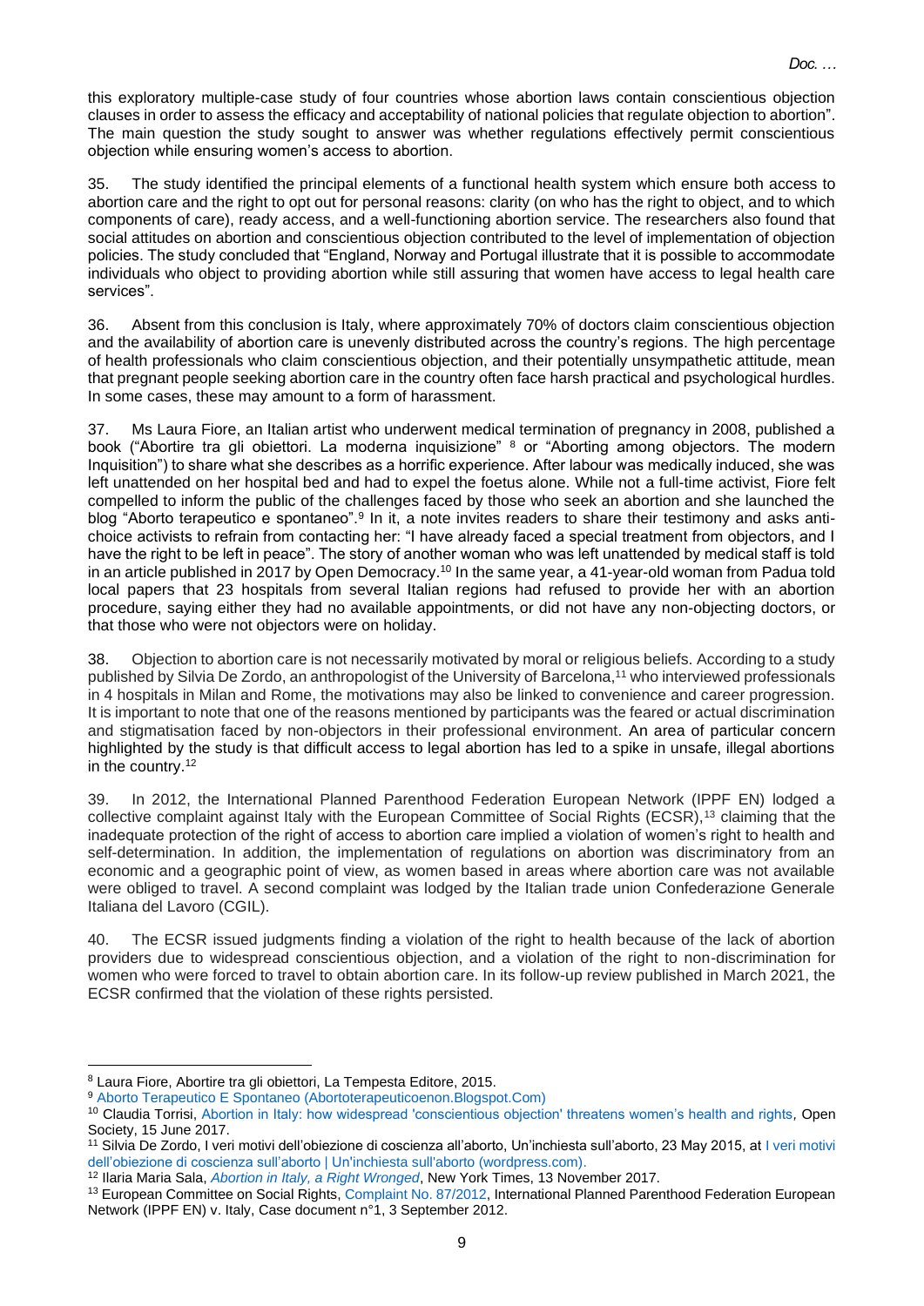this exploratory multiple-case study of four countries whose abortion laws contain conscientious objection clauses in order to assess the efficacy and acceptability of national policies that regulate objection to abortion". The main question the study sought to answer was whether regulations effectively permit conscientious objection while ensuring women's access to abortion.

35. The study identified the principal elements of a functional health system which ensure both access to abortion care and the right to opt out for personal reasons: clarity (on who has the right to object, and to which components of care), ready access, and a well-functioning abortion service. The researchers also found that social attitudes on abortion and conscientious objection contributed to the level of implementation of objection policies. The study concluded that "England, Norway and Portugal illustrate that it is possible to accommodate individuals who object to providing abortion while still assuring that women have access to legal health care services".

36. Absent from this conclusion is Italy, where approximately 70% of doctors claim conscientious objection and the availability of abortion care is unevenly distributed across the country's regions. The high percentage of health professionals who claim conscientious objection, and their potentially unsympathetic attitude, mean that pregnant people seeking abortion care in the country often face harsh practical and psychological hurdles. In some cases, these may amount to a form of harassment.

37. Ms Laura Fiore, an Italian artist who underwent medical termination of pregnancy in 2008, published a book ("Abortire tra gli obiettori. La moderna inquisizione" [8] or "Aborting among objectors. The modern Inquisition") to share what she describes as a horrific experience. After labour was medically induced, she was left unattended on her hospital bed and had to expel the foetus alone. While not a full-time activist, Fiore felt compelled to inform the public of the challenges faced by those who seek an abortion and she launched the blog "Aborto terapeutico e spontaneo".[9] In it, a note invites readers to share their testimony and asks anti-choice activists to refrain from contacting her: "I have already faced a special treatment from objectors, and I have the right to be left in peace". The story of another woman who was left unattended by medical staff is told in an article published in 2017 by Open Democracy.[10] In the same year, a 41-year-old woman from Padua told local papers that 23 hospitals from several Italian regions had refused to provide her with an abortion procedure, saying either they had no available appointments, or did not have any non-objecting doctors, or that those who were not objectors were on holiday.

38. Objection to abortion care is not necessarily motivated by moral or religious beliefs. According to a study published by Silvia De Zordo, an anthropologist of the University of Barcelona,[11] who interviewed professionals in 4 hospitals in Milan and Rome, the motivations may also be linked to convenience and career progression. It is important to note that one of the reasons mentioned by participants was the feared or actual discrimination and stigmatisation faced by non-objectors in their professional environment. An area of particular concern highlighted by the study is that difficult access to legal abortion has led to a spike in unsafe, illegal abortions in the country.[12]

39. In 2012, the International Planned Parenthood Federation European Network (IPPF EN) lodged a collective complaint against Italy with the European Committee of Social Rights (ECSR),[13] claiming that the inadequate protection of the right of access to abortion care implied a violation of women's right to health and self-determination. In addition, the implementation of regulations on abortion was discriminatory from an economic and a geographic point of view, as women based in areas where abortion care was not available were obliged to travel. A second complaint was lodged by the Italian trade union Confederazione Generale Italiana del Lavoro (CGIL).

40. The ECSR issued judgments finding a violation of the right to health because of the lack of abortion providers due to widespread conscientious objection, and a violation of the right to non-discrimination for women who were forced to travel to obtain abortion care. In its follow-up review published in March 2021, the ECSR confirmed that the violation of these rights persisted.

---

[8] Laura Fiore, Abortire tra gli obiettori, La Tempesta Editore, 2015.

[9] Aborto Terapeutico E Spontaneo (Abortoterapeuticoenon.Blogspot.Com)

[10] Claudia Torrisi, Abortion in Italy: how widespread 'conscientious objection' threatens women's health and rights, Open Society, 15 June 2017.

[11] Silvia De Zordo, I veri motivi dell'obiezione di coscienza all'aborto, Un'inchiesta sull'aborto, 23 May 2015, at I veri motivi dell'obiezione di coscienza sull'aborto | Un'inchiesta sull'aborto (wordpress.com).

[12] Ilaria Maria Sala, *Abortion in Italy, a Right Wronged*, New York Times, 13 November 2017.

[13] European Committee on Social Rights, Complaint No. 87/2012, International Planned Parenthood Federation European Network (IPPF EN) v. Italy, Case document n°1, 3 September 2012.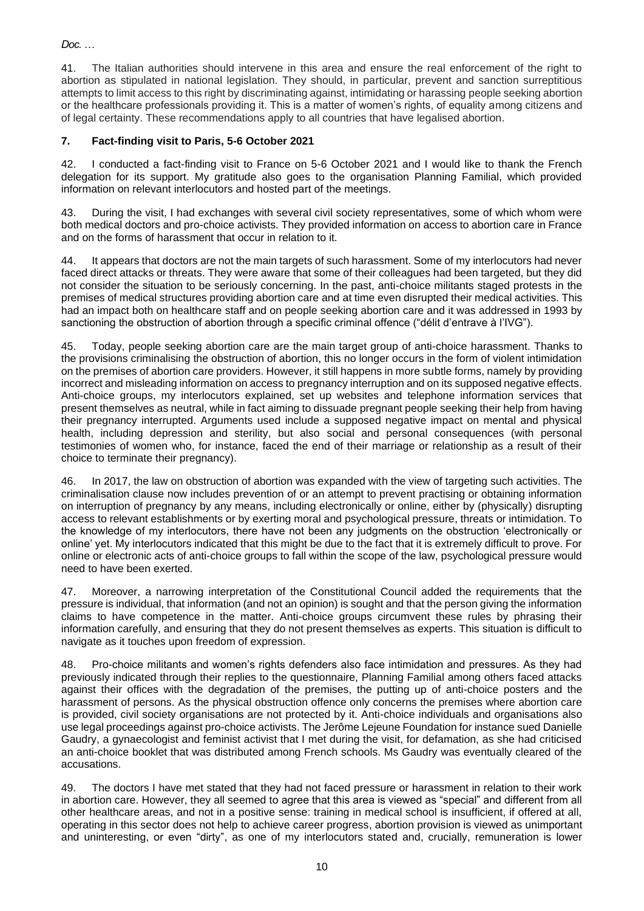41. The Italian authorities should intervene in this area and ensure the real enforcement of the right to abortion as stipulated in national legislation. They should, in particular, prevent and sanction surreptitious attempts to limit access to this right by discriminating against, intimidating or harassing people seeking abortion or the healthcare professionals providing it. This is a matter of women's rights, of equality among citizens and of legal certainty. These recommendations apply to all countries that have legalised abortion.

## 7. Fact-finding visit to Paris, 5-6 October 2021

42. I conducted a fact-finding visit to France on 5-6 October 2021 and I would like to thank the French delegation for its support. My gratitude also goes to the organisation Planning Familial, which provided information on relevant interlocutors and hosted part of the meetings.

43. During the visit, I had exchanges with several civil society representatives, some of which whom were both medical doctors and pro-choice activists. They provided information on access to abortion care in France and on the forms of harassment that occur in relation to it.

44. It appears that doctors are not the main targets of such harassment. Some of my interlocutors had never faced direct attacks or threats. They were aware that some of their colleagues had been targeted, but they did not consider the situation to be seriously concerning. In the past, anti-choice militants staged protests in the premises of medical structures providing abortion care and at time even disrupted their medical activities. This had an impact both on healthcare staff and on people seeking abortion care and it was addressed in 1993 by sanctioning the obstruction of abortion through a specific criminal offence ("délit d'entrave à l'IVG").

45. Today, people seeking abortion care are the main target group of anti-choice harassment. Thanks to the provisions criminalising the obstruction of abortion, this no longer occurs in the form of violent intimidation on the premises of abortion care providers. However, it still happens in more subtle forms, namely by providing incorrect and misleading information on access to pregnancy interruption and on its supposed negative effects. Anti-choice groups, my interlocutors explained, set up websites and telephone information services that present themselves as neutral, while in fact aiming to dissuade pregnant people seeking their help from having their pregnancy interrupted. Arguments used include a supposed negative impact on mental and physical health, including depression and sterility, but also social and personal consequences (with personal testimonies of women who, for instance, faced the end of their marriage or relationship as a result of their choice to terminate their pregnancy).

46. In 2017, the law on obstruction of abortion was expanded with the view of targeting such activities. The criminalisation clause now includes prevention of or an attempt to prevent practising or obtaining information on interruption of pregnancy by any means, including electronically or online, either by (physically) disrupting access to relevant establishments or by exerting moral and psychological pressure, threats or intimidation. To the knowledge of my interlocutors, there have not been any judgments on the obstruction 'electronically or online' yet. My interlocutors indicated that this might be due to the fact that it is extremely difficult to prove. For online or electronic acts of anti-choice groups to fall within the scope of the law, psychological pressure would need to have been exerted.

47. Moreover, a narrowing interpretation of the Constitutional Council added the requirements that the pressure is individual, that information (and not an opinion) is sought and that the person giving the information claims to have competence in the matter. Anti-choice groups circumvent these rules by phrasing their information carefully, and ensuring that they do not present themselves as experts. This situation is difficult to navigate as it touches upon freedom of expression.

48. Pro-choice militants and women's rights defenders also face intimidation and pressures. As they had previously indicated through their replies to the questionnaire, Planning Familial among others faced attacks against their offices with the degradation of the premises, the putting up of anti-choice posters and the harassment of persons. As the physical obstruction offence only concerns the premises where abortion care is provided, civil society organisations are not protected by it. Anti-choice individuals and organisations also use legal proceedings against pro-choice activists. The Jerôme Lejeune Foundation for instance sued Danielle Gaudry, a gynaecologist and feminist activist that I met during the visit, for defamation, as she had criticised an anti-choice booklet that was distributed among French schools. Ms Gaudry was eventually cleared of the accusations.

49. The doctors I have met stated that they had not faced pressure or harassment in relation to their work in abortion care. However, they all seemed to agree that this area is viewed as "special" and different from all other healthcare areas, and not in a positive sense: training in medical school is insufficient, if offered at all, operating in this sector does not help to achieve career progress, abortion provision is viewed as unimportant and uninteresting, or even "dirty", as one of my interlocutors stated and, crucially, remuneration is lower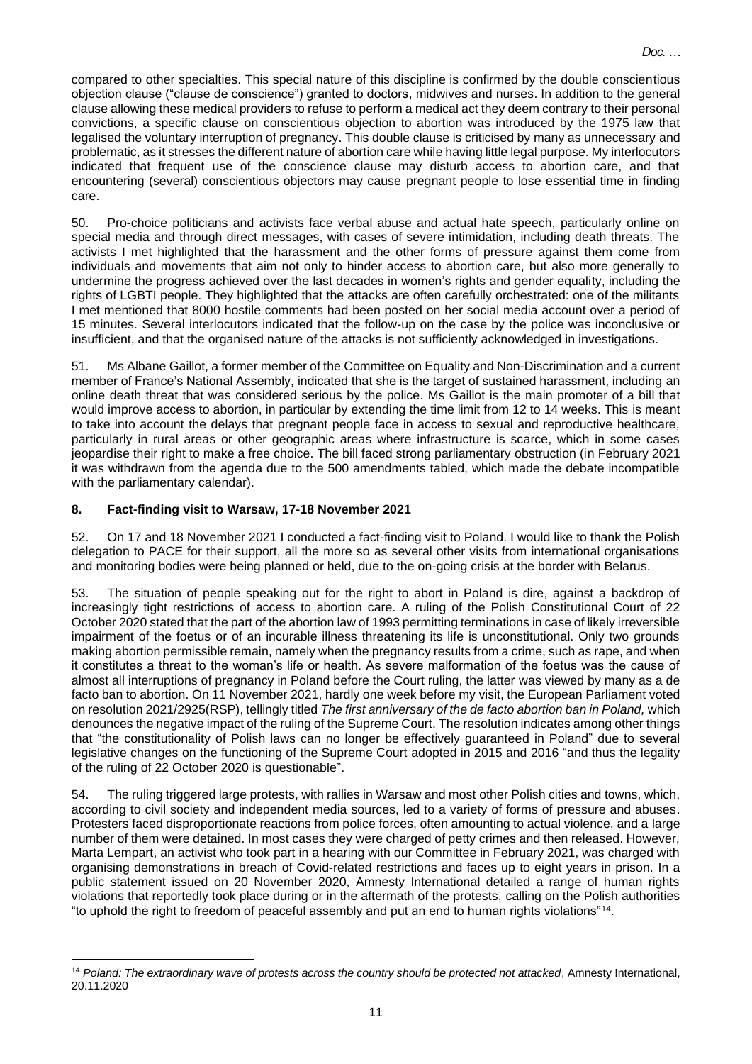compared to other specialties. This special nature of this discipline is confirmed by the double conscientious objection clause ("clause de conscience") granted to doctors, midwives and nurses. In addition to the general clause allowing these medical providers to refuse to perform a medical act they deem contrary to their personal convictions, a specific clause on conscientious objection to abortion was introduced by the 1975 law that legalised the voluntary interruption of pregnancy. This double clause is criticised by many as unnecessary and problematic, as it stresses the different nature of abortion care while having little legal purpose. My interlocutors indicated that frequent use of the conscience clause may disturb access to abortion care, and that encountering (several) conscientious objectors may cause pregnant people to lose essential time in finding care.

50. Pro-choice politicians and activists face verbal abuse and actual hate speech, particularly online on special media and through direct messages, with cases of severe intimidation, including death threats. The activists I met highlighted that the harassment and the other forms of pressure against them come from individuals and movements that aim not only to hinder access to abortion care, but also more generally to undermine the progress achieved over the last decades in women's rights and gender equality, including the rights of LGBTI people. They highlighted that the attacks are often carefully orchestrated: one of the militants I met mentioned that 8000 hostile comments had been posted on her social media account over a period of 15 minutes. Several interlocutors indicated that the follow-up on the case by the police was inconclusive or insufficient, and that the organised nature of the attacks is not sufficiently acknowledged in investigations.

51. Ms Albane Gaillot, a former member of the Committee on Equality and Non-Discrimination and a current member of France's National Assembly, indicated that she is the target of sustained harassment, including an online death threat that was considered serious by the police. Ms Gaillot is the main promoter of a bill that would improve access to abortion, in particular by extending the time limit from 12 to 14 weeks. This is meant to take into account the delays that pregnant people face in access to sexual and reproductive healthcare, particularly in rural areas or other geographic areas where infrastructure is scarce, which in some cases jeopardise their right to make a free choice. The bill faced strong parliamentary obstruction (in February 2021 it was withdrawn from the agenda due to the 500 amendments tabled, which made the debate incompatible with the parliamentary calendar).

## 8. Fact-finding visit to Warsaw, 17-18 November 2021

52. On 17 and 18 November 2021 I conducted a fact-finding visit to Poland. I would like to thank the Polish delegation to PACE for their support, all the more so as several other visits from international organisations and monitoring bodies were being planned or held, due to the on-going crisis at the border with Belarus.

53. The situation of people speaking out for the right to abort in Poland is dire, against a backdrop of increasingly tight restrictions of access to abortion care. A ruling of the Polish Constitutional Court of 22 October 2020 stated that the part of the abortion law of 1993 permitting terminations in case of likely irreversible impairment of the foetus or of an incurable illness threatening its life is unconstitutional. Only two grounds making abortion permissible remain, namely when the pregnancy results from a crime, such as rape, and when it constitutes a threat to the woman's life or health. As severe malformation of the foetus was the cause of almost all interruptions of pregnancy in Poland before the Court ruling, the latter was viewed by many as a de facto ban to abortion. On 11 November 2021, hardly one week before my visit, the European Parliament voted on resolution 2021/2925(RSP), tellingly titled *The first anniversary of the de facto abortion ban in Poland,* which denounces the negative impact of the ruling of the Supreme Court. The resolution indicates among other things that "the constitutionality of Polish laws can no longer be effectively guaranteed in Poland" due to several legislative changes on the functioning of the Supreme Court adopted in 2015 and 2016 "and thus the legality of the ruling of 22 October 2020 is questionable".

54. The ruling triggered large protests, with rallies in Warsaw and most other Polish cities and towns, which, according to civil society and independent media sources, led to a variety of forms of pressure and abuses. Protesters faced disproportionate reactions from police forces, often amounting to actual violence, and a large number of them were detained. In most cases they were charged of petty crimes and then released. However, Marta Lempart, an activist who took part in a hearing with our Committee in February 2021, was charged with organising demonstrations in breach of Covid-related restrictions and faces up to eight years in prison. In a public statement issued on 20 November 2020, Amnesty International detailed a range of human rights violations that reportedly took place during or in the aftermath of the protests, calling on the Polish authorities "to uphold the right to freedom of peaceful assembly and put an end to human rights violations"[14].

[14] *Poland: The extraordinary wave of protests across the country should be protected not attacked*, Amnesty International, 20.11.2020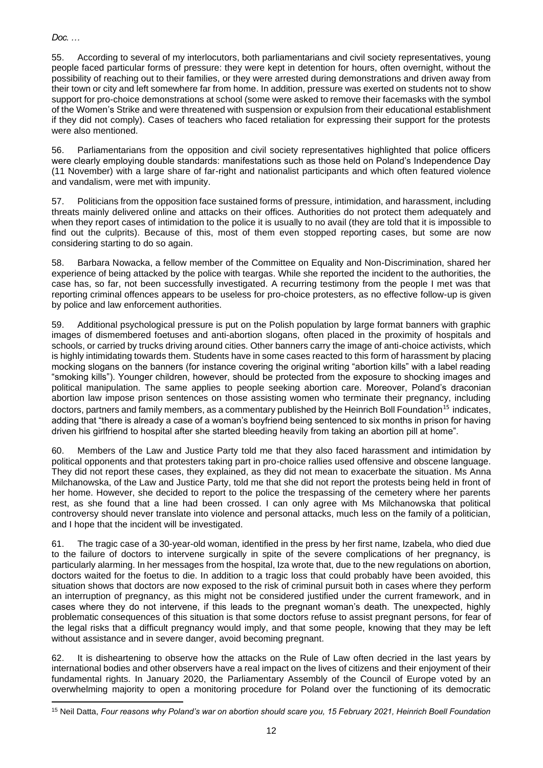55. According to several of my interlocutors, both parliamentarians and civil society representatives, young people faced particular forms of pressure: they were kept in detention for hours, often overnight, without the possibility of reaching out to their families, or they were arrested during demonstrations and driven away from their town or city and left somewhere far from home. In addition, pressure was exerted on students not to show support for pro-choice demonstrations at school (some were asked to remove their facemasks with the symbol of the Women's Strike and were threatened with suspension or expulsion from their educational establishment if they did not comply). Cases of teachers who faced retaliation for expressing their support for the protests were also mentioned.

56. Parliamentarians from the opposition and civil society representatives highlighted that police officers were clearly employing double standards: manifestations such as those held on Poland's Independence Day (11 November) with a large share of far-right and nationalist participants and which often featured violence and vandalism, were met with impunity.

57. Politicians from the opposition face sustained forms of pressure, intimidation, and harassment, including threats mainly delivered online and attacks on their offices. Authorities do not protect them adequately and when they report cases of intimidation to the police it is usually to no avail (they are told that it is impossible to find out the culprits). Because of this, most of them even stopped reporting cases, but some are now considering starting to do so again.

58. Barbara Nowacka, a fellow member of the Committee on Equality and Non-Discrimination, shared her experience of being attacked by the police with teargas. While she reported the incident to the authorities, the case has, so far, not been successfully investigated. A recurring testimony from the people I met was that reporting criminal offences appears to be useless for pro-choice protesters, as no effective follow-up is given by police and law enforcement authorities.

59. Additional psychological pressure is put on the Polish population by large format banners with graphic images of dismembered foetuses and anti-abortion slogans, often placed in the proximity of hospitals and schools, or carried by trucks driving around cities. Other banners carry the image of anti-choice activists, which is highly intimidating towards them. Students have in some cases reacted to this form of harassment by placing mocking slogans on the banners (for instance covering the original writing "abortion kills" with a label reading "smoking kills"). Younger children, however, should be protected from the exposure to shocking images and political manipulation. The same applies to people seeking abortion care. Moreover, Poland's draconian abortion law impose prison sentences on those assisting women who terminate their pregnancy, including doctors, partners and family members, as a commentary published by the Heinrich Boll Foundation[15] indicates, adding that "there is already a case of a woman's boyfriend being sentenced to six months in prison for having driven his girlfriend to hospital after she started bleeding heavily from taking an abortion pill at home".

60. Members of the Law and Justice Party told me that they also faced harassment and intimidation by political opponents and that protesters taking part in pro-choice rallies used offensive and obscene language. They did not report these cases, they explained, as they did not mean to exacerbate the situation. Ms Anna Milchanowska, of the Law and Justice Party, told me that she did not report the protests being held in front of her home. However, she decided to report to the police the trespassing of the cemetery where her parents rest, as she found that a line had been crossed. I can only agree with Ms Milchanowska that political controversy should never translate into violence and personal attacks, much less on the family of a politician, and I hope that the incident will be investigated.

61. The tragic case of a 30-year-old woman, identified in the press by her first name, Izabela, who died due to the failure of doctors to intervene surgically in spite of the severe complications of her pregnancy, is particularly alarming. In her messages from the hospital, Iza wrote that, due to the new regulations on abortion, doctors waited for the foetus to die. In addition to a tragic loss that could probably have been avoided, this situation shows that doctors are now exposed to the risk of criminal pursuit both in cases where they perform an interruption of pregnancy, as this might not be considered justified under the current framework, and in cases where they do not intervene, if this leads to the pregnant woman's death. The unexpected, highly problematic consequences of this situation is that some doctors refuse to assist pregnant persons, for fear of the legal risks that a difficult pregnancy would imply, and that some people, knowing that they may be left without assistance and in severe danger, avoid becoming pregnant.

62. It is disheartening to observe how the attacks on the Rule of Law often decried in the last years by international bodies and other observers have a real impact on the lives of citizens and their enjoyment of their fundamental rights. In January 2020, the Parliamentary Assembly of the Council of Europe voted by an overwhelming majority to open a monitoring procedure for Poland over the functioning of its democratic

[15] Neil Datta, *Four reasons why Poland's war on abortion should scare you, 15 February 2021, Heinrich Boell Foundation*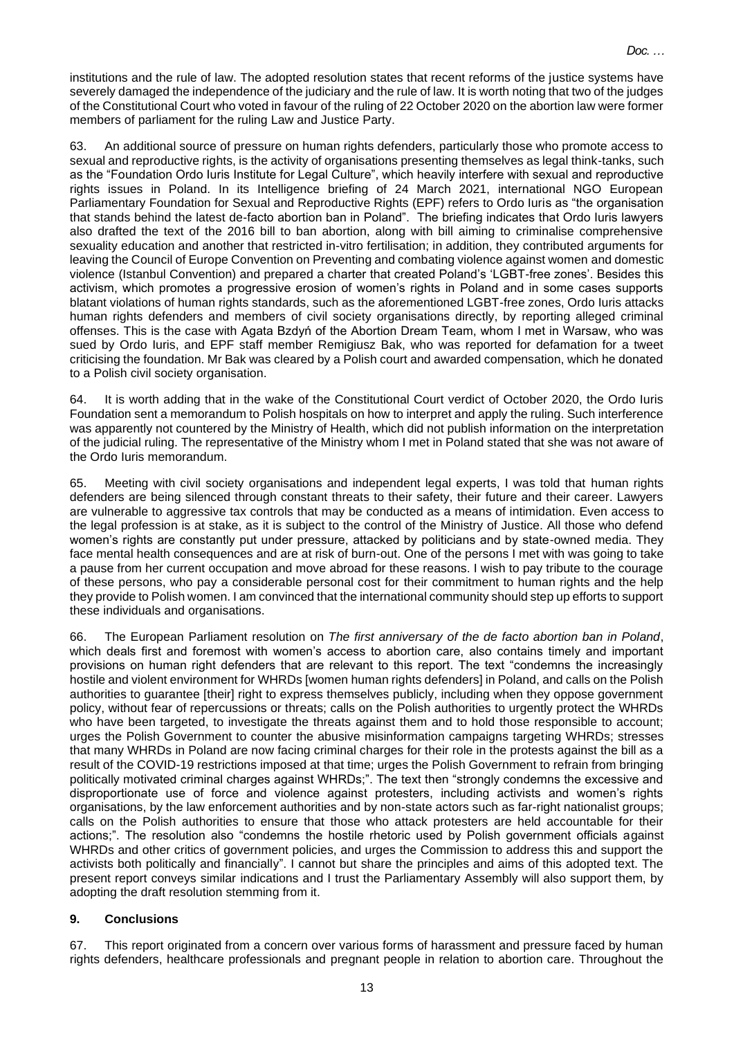institutions and the rule of law. The adopted resolution states that recent reforms of the justice systems have severely damaged the independence of the judiciary and the rule of law. It is worth noting that two of the judges of the Constitutional Court who voted in favour of the ruling of 22 October 2020 on the abortion law were former members of parliament for the ruling Law and Justice Party.

63. An additional source of pressure on human rights defenders, particularly those who promote access to sexual and reproductive rights, is the activity of organisations presenting themselves as legal think-tanks, such as the "Foundation Ordo Iuris Institute for Legal Culture", which heavily interfere with sexual and reproductive rights issues in Poland. In its Intelligence briefing of 24 March 2021, international NGO European Parliamentary Foundation for Sexual and Reproductive Rights (EPF) refers to Ordo Iuris as "the organisation that stands behind the latest de-facto abortion ban in Poland". The briefing indicates that Ordo Iuris lawyers also drafted the text of the 2016 bill to ban abortion, along with bill aiming to criminalise comprehensive sexuality education and another that restricted in-vitro fertilisation; in addition, they contributed arguments for leaving the Council of Europe Convention on Preventing and combating violence against women and domestic violence (Istanbul Convention) and prepared a charter that created Poland's 'LGBT-free zones'. Besides this activism, which promotes a progressive erosion of women's rights in Poland and in some cases supports blatant violations of human rights standards, such as the aforementioned LGBT-free zones, Ordo Iuris attacks human rights defenders and members of civil society organisations directly, by reporting alleged criminal offenses. This is the case with Agata Bzdyń of the Abortion Dream Team, whom I met in Warsaw, who was sued by Ordo Iuris, and EPF staff member Remigiusz Bak, who was reported for defamation for a tweet criticising the foundation. Mr Bak was cleared by a Polish court and awarded compensation, which he donated to a Polish civil society organisation.

64. It is worth adding that in the wake of the Constitutional Court verdict of October 2020, the Ordo Iuris Foundation sent a memorandum to Polish hospitals on how to interpret and apply the ruling. Such interference was apparently not countered by the Ministry of Health, which did not publish information on the interpretation of the judicial ruling. The representative of the Ministry whom I met in Poland stated that she was not aware of the Ordo Iuris memorandum.

65. Meeting with civil society organisations and independent legal experts, I was told that human rights defenders are being silenced through constant threats to their safety, their future and their career. Lawyers are vulnerable to aggressive tax controls that may be conducted as a means of intimidation. Even access to the legal profession is at stake, as it is subject to the control of the Ministry of Justice. All those who defend women's rights are constantly put under pressure, attacked by politicians and by state-owned media. They face mental health consequences and are at risk of burn-out. One of the persons I met with was going to take a pause from her current occupation and move abroad for these reasons. I wish to pay tribute to the courage of these persons, who pay a considerable personal cost for their commitment to human rights and the help they provide to Polish women. I am convinced that the international community should step up efforts to support these individuals and organisations.

66. The European Parliament resolution on *The first anniversary of the de facto abortion ban in Poland*, which deals first and foremost with women's access to abortion care, also contains timely and important provisions on human right defenders that are relevant to this report. The text "condemns the increasingly hostile and violent environment for WHRDs [women human rights defenders] in Poland, and calls on the Polish authorities to guarantee [their] right to express themselves publicly, including when they oppose government policy, without fear of repercussions or threats; calls on the Polish authorities to urgently protect the WHRDs who have been targeted, to investigate the threats against them and to hold those responsible to account; urges the Polish Government to counter the abusive misinformation campaigns targeting WHRDs; stresses that many WHRDs in Poland are now facing criminal charges for their role in the protests against the bill as a result of the COVID-19 restrictions imposed at that time; urges the Polish Government to refrain from bringing politically motivated criminal charges against WHRDs;". The text then "strongly condemns the excessive and disproportionate use of force and violence against protesters, including activists and women's rights organisations, by the law enforcement authorities and by non-state actors such as far-right nationalist groups; calls on the Polish authorities to ensure that those who attack protesters are held accountable for their actions;". The resolution also "condemns the hostile rhetoric used by Polish government officials against WHRDs and other critics of government policies, and urges the Commission to address this and support the activists both politically and financially". I cannot but share the principles and aims of this adopted text. The present report conveys similar indications and I trust the Parliamentary Assembly will also support them, by adopting the draft resolution stemming from it.

## 9. Conclusions

67. This report originated from a concern over various forms of harassment and pressure faced by human rights defenders, healthcare professionals and pregnant people in relation to abortion care. Throughout the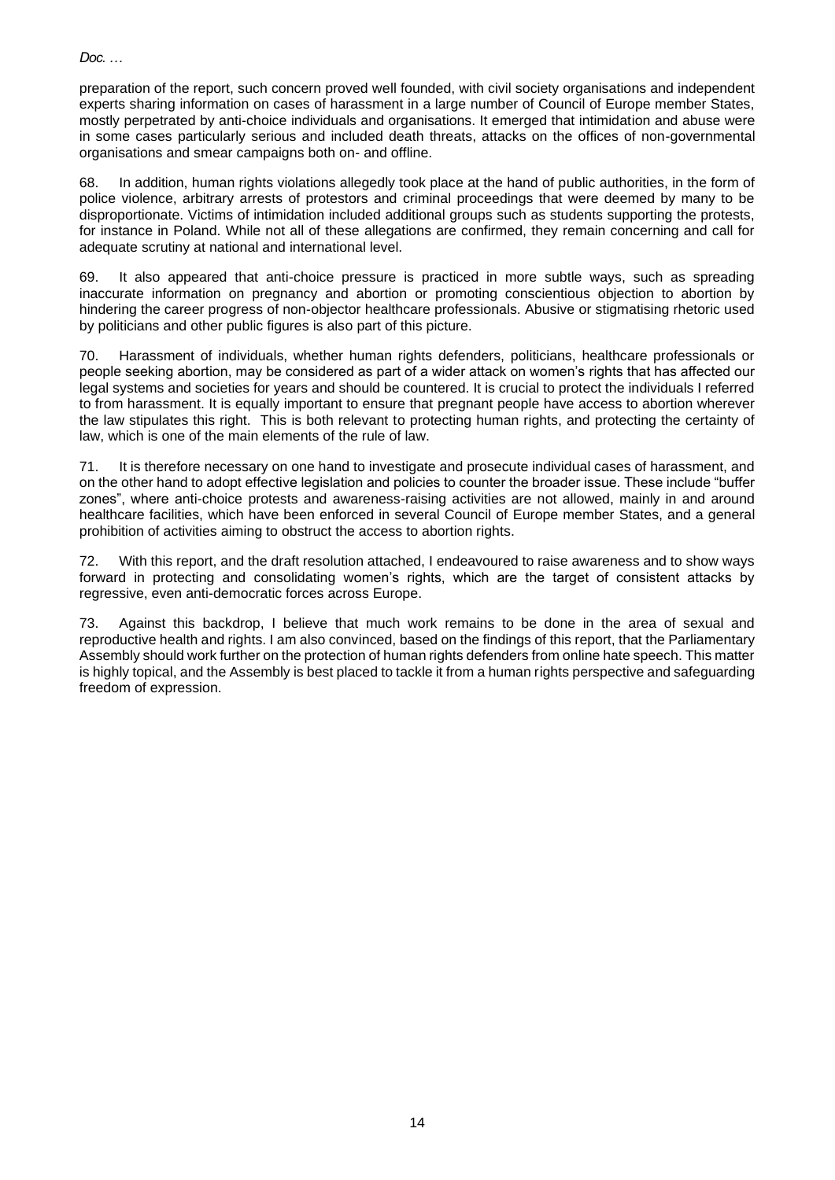preparation of the report, such concern proved well founded, with civil society organisations and independent experts sharing information on cases of harassment in a large number of Council of Europe member States, mostly perpetrated by anti-choice individuals and organisations. It emerged that intimidation and abuse were in some cases particularly serious and included death threats, attacks on the offices of non-governmental organisations and smear campaigns both on- and offline.

68. In addition, human rights violations allegedly took place at the hand of public authorities, in the form of police violence, arbitrary arrests of protestors and criminal proceedings that were deemed by many to be disproportionate. Victims of intimidation included additional groups such as students supporting the protests, for instance in Poland. While not all of these allegations are confirmed, they remain concerning and call for adequate scrutiny at national and international level.

69. It also appeared that anti-choice pressure is practiced in more subtle ways, such as spreading inaccurate information on pregnancy and abortion or promoting conscientious objection to abortion by hindering the career progress of non-objector healthcare professionals. Abusive or stigmatising rhetoric used by politicians and other public figures is also part of this picture.

70. Harassment of individuals, whether human rights defenders, politicians, healthcare professionals or people seeking abortion, may be considered as part of a wider attack on women's rights that has affected our legal systems and societies for years and should be countered. It is crucial to protect the individuals I referred to from harassment. It is equally important to ensure that pregnant people have access to abortion wherever the law stipulates this right. This is both relevant to protecting human rights, and protecting the certainty of law, which is one of the main elements of the rule of law.

71. It is therefore necessary on one hand to investigate and prosecute individual cases of harassment, and on the other hand to adopt effective legislation and policies to counter the broader issue. These include "buffer zones", where anti-choice protests and awareness-raising activities are not allowed, mainly in and around healthcare facilities, which have been enforced in several Council of Europe member States, and a general prohibition of activities aiming to obstruct the access to abortion rights.

72. With this report, and the draft resolution attached, I endeavoured to raise awareness and to show ways forward in protecting and consolidating women's rights, which are the target of consistent attacks by regressive, even anti-democratic forces across Europe.

73. Against this backdrop, I believe that much work remains to be done in the area of sexual and reproductive health and rights. I am also convinced, based on the findings of this report, that the Parliamentary Assembly should work further on the protection of human rights defenders from online hate speech. This matter is highly topical, and the Assembly is best placed to tackle it from a human rights perspective and safeguarding freedom of expression.